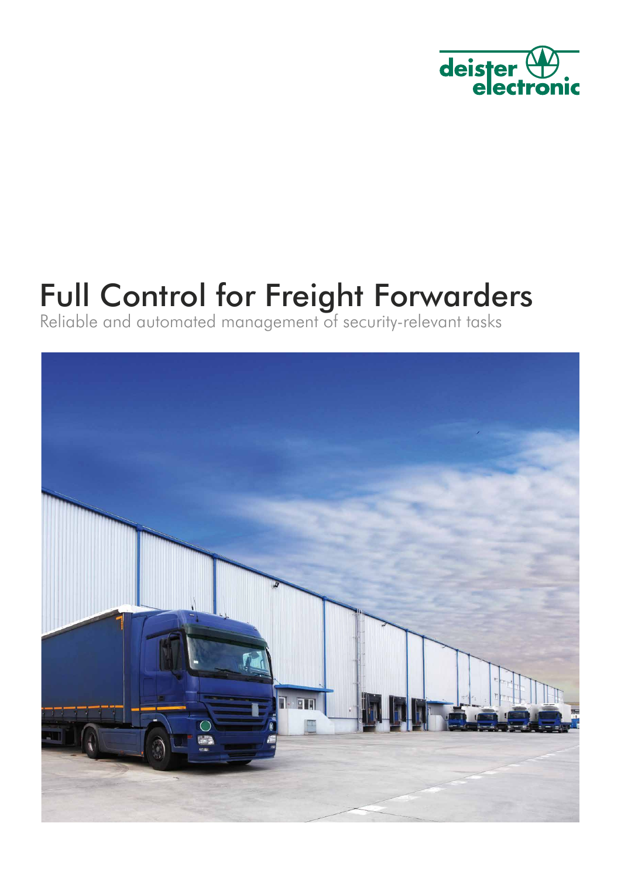deister electronic

# Full Control for Freight Forwarders

Reliable and automated management of security-relevant tasks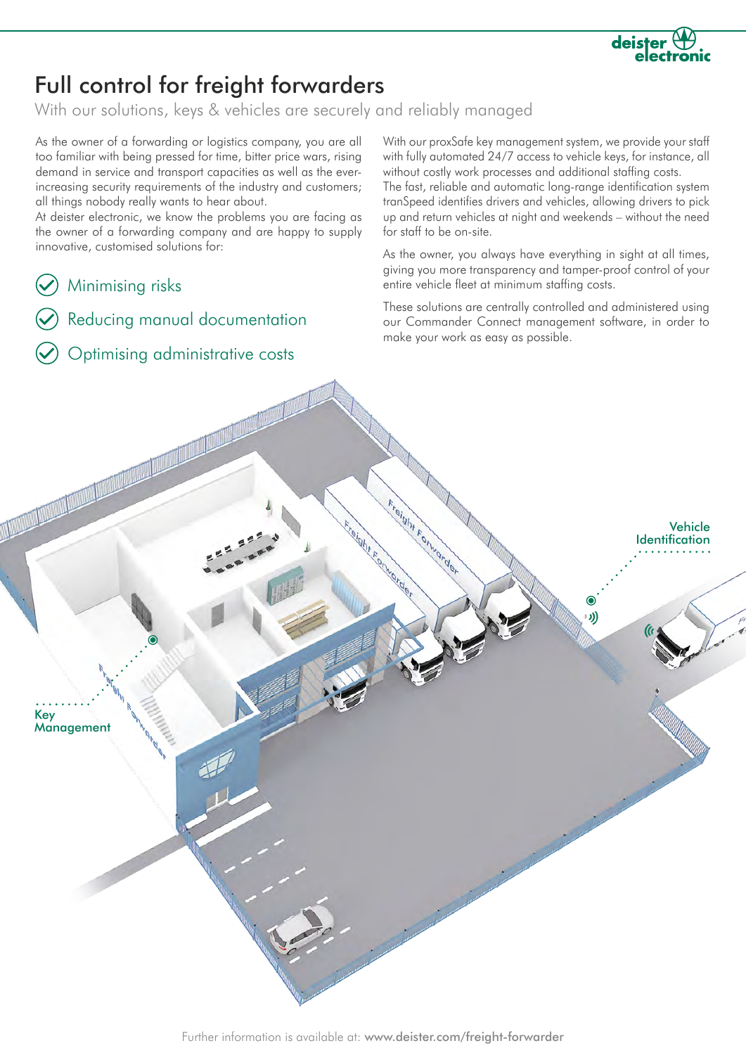# Full control for freight forwarders

## With our solutions, keys & vehicles are securely and reliably managed

As the owner of a forwarding or logistics company, you are all too familiar with being pressed for time, bitter price wars, rising demand in service and transport capacities as well as the ever-increasing security requirements of the industry and customers; all things nobody really wants to hear about.

At deister electronic, we know the problems you are facing as the owner of a forwarding company and are happy to supply innovative, customised solutions for:

- Minimising risks
- Reducing manual documentation
- Optimising administrative costs

With our proxSafe key management system, we provide your staff with fully automated 24/7 access to vehicle keys, for instance, all without costly work processes and additional staffing costs.
The fast, reliable and automatic long-range identification system tranSpeed identifies drivers and vehicles, allowing drivers to pick up and return vehicles at night and weekends – without the need for staff to be on-site.

As the owner, you always have everything in sight at all times, giving you more transparency and tamper-proof control of your entire vehicle fleet at minimum staffing costs.

These solutions are centrally controlled and administered using our Commander Connect management software, in order to make your work as easy as possible.

Vehicle Identification

Key Management

Further information is available at: **www.deister.com/freight-forwarder**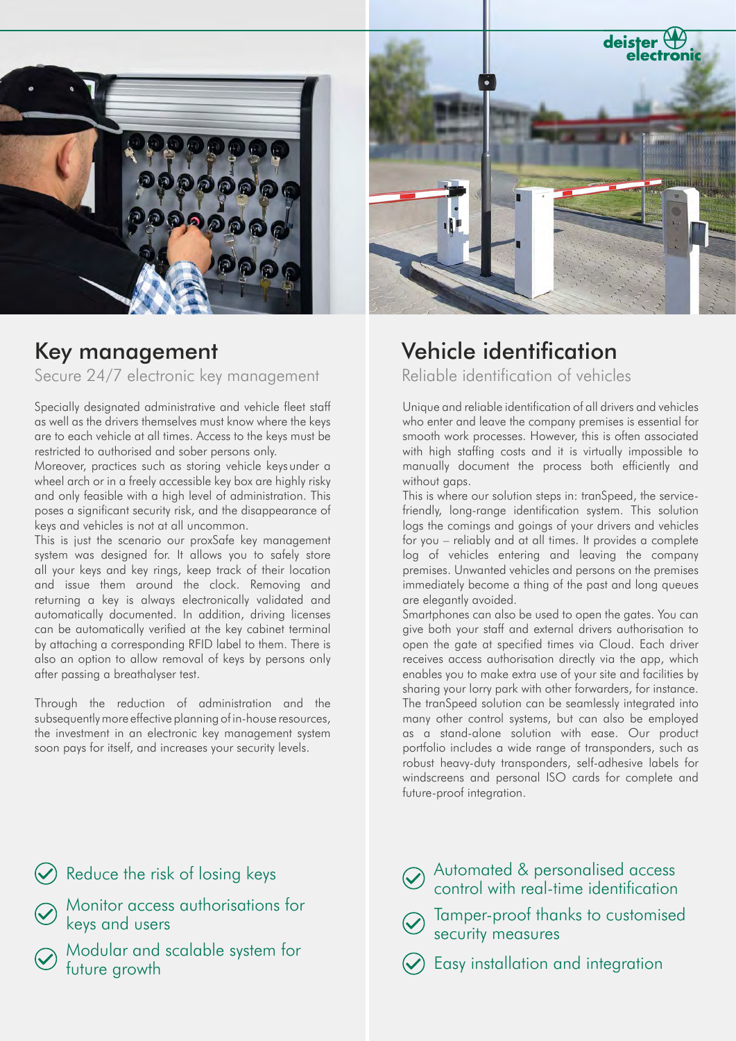## Key management

Secure 24/7 electronic key management

Specially designated administrative and vehicle fleet staff as well as the drivers themselves must know where the keys are to each vehicle at all times. Access to the keys must be restricted to authorised and sober persons only.
Moreover, practices such as storing vehicle keys under a wheel arch or in a freely accessible key box are highly risky and only feasible with a high level of administration. This poses a significant security risk, and the disappearance of keys and vehicles is not at all uncommon.
This is just the scenario our proxSafe key management system was designed for. It allows you to safely store all your keys and key rings, keep track of their location and issue them around the clock. Removing and returning a key is always electronically validated and automatically documented. In addition, driving licenses can be automatically verified at the key cabinet terminal by attaching a corresponding RFID label to them. There is also an option to allow removal of keys by persons only after passing a breathalyser test.

Through the reduction of administration and the subsequently more effective planning of in-house resources, the investment in an electronic key management system soon pays for itself, and increases your security levels.

- Reduce the risk of losing keys
- Monitor access authorisations for keys and users
- Modular and scalable system for future growth

## Vehicle identification

Reliable identification of vehicles

Unique and reliable identification of all drivers and vehicles who enter and leave the company premises is essential for smooth work processes. However, this is often associated with high staffing costs and it is virtually impossible to manually document the process both efficiently and without gaps.
This is where our solution steps in: tranSpeed, the service-friendly, long-range identification system. This solution logs the comings and goings of your drivers and vehicles for you – reliably and at all times. It provides a complete log of vehicles entering and leaving the company premises. Unwanted vehicles and persons on the premises immediately become a thing of the past and long queues are elegantly avoided.
Smartphones can also be used to open the gates. You can give both your staff and external drivers authorisation to open the gate at specified times via Cloud. Each driver receives access authorisation directly via the app, which enables you to make extra use of your site and facilities by sharing your lorry park with other forwarders, for instance. The tranSpeed solution can be seamlessly integrated into many other control systems, but can also be employed as a stand-alone solution with ease. Our product portfolio includes a wide range of transponders, such as robust heavy-duty transponders, self-adhesive labels for windscreens and personal ISO cards for complete and future-proof integration.

- Automated & personalised access control with real-time identification
- Tamper-proof thanks to customised security measures
- Easy installation and integration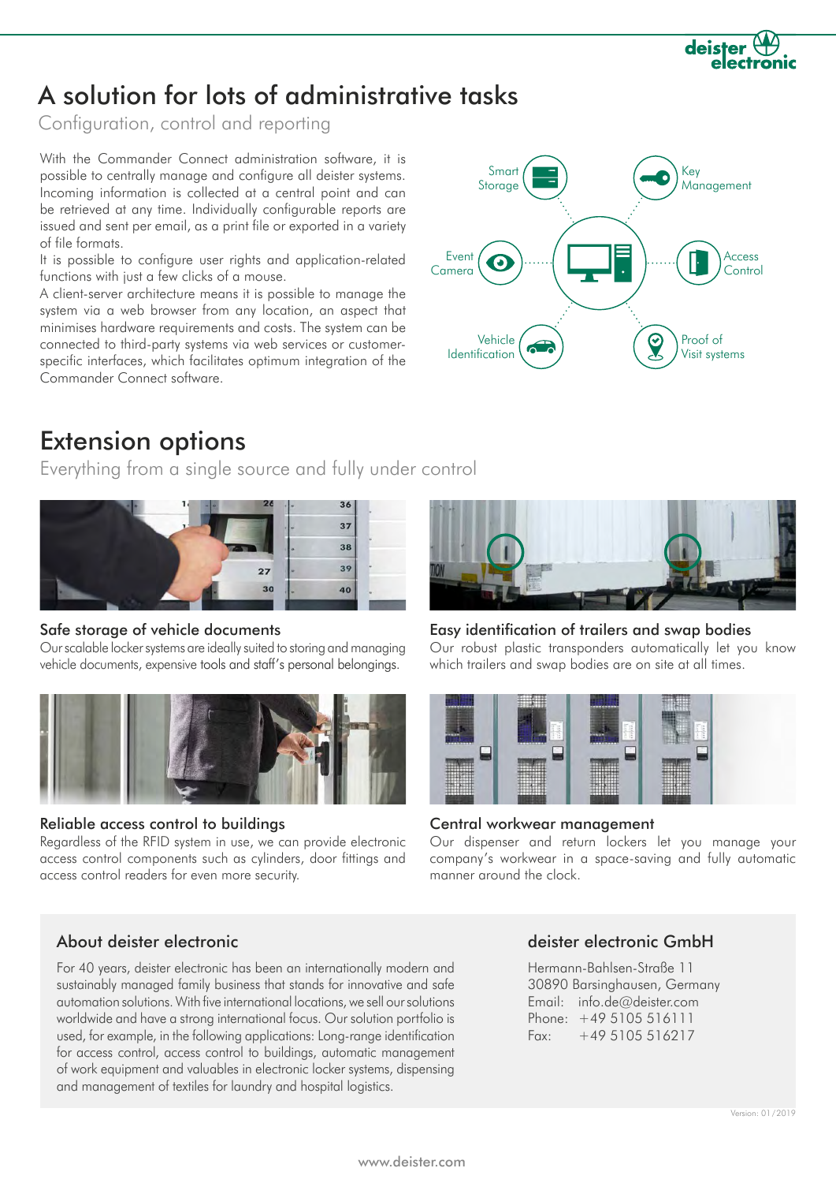# A solution for lots of administrative tasks

Configuration, control and reporting

With the Commander Connect administration software, it is possible to centrally manage and configure all deister systems. Incoming information is collected at a central point and can be retrieved at any time. Individually configurable reports are issued and sent per email, as a print file or exported in a variety of file formats.
It is possible to configure user rights and application-related functions with just a few clicks of a mouse.
A client-server architecture means it is possible to manage the system via a web browser from any location, an aspect that minimises hardware requirements and costs. The system can be connected to third-party systems via web services or customer-specific interfaces, which facilitates optimum integration of the Commander Connect software.

Smart Storage

Key Management

Event Camera

Access Control

Vehicle Identification

Proof of Visit systems

# Extension options

Everything from a single source and fully under control

### Safe storage of vehicle documents

Our scalable locker systems are ideally suited to storing and managing vehicle documents, expensive tools and staff's personal belongings.

### Easy identification of trailers and swap bodies

Our robust plastic transponders automatically let you know which trailers and swap bodies are on site at all times.

### Reliable access control to buildings

Regardless of the RFID system in use, we can provide electronic access control components such as cylinders, door fittings and access control readers for even more security.

### Central workwear management

Our dispenser and return lockers let you manage your company's workwear in a space-saving and fully automatic manner around the clock.

## About deister electronic

For 40 years, deister electronic has been an internationally modern and sustainably managed family business that stands for innovative and safe automation solutions. With five international locations, we sell our solutions worldwide and have a strong international focus. Our solution portfolio is used, for example, in the following applications: Long-range identification for access control, access control to buildings, automatic management of work equipment and valuables in electronic locker systems, dispensing and management of textiles for laundry and hospital logistics.

## deister electronic GmbH

Hermann-Bahlsen-Straße 11
30890 Barsinghausen, Germany
Email: info.de@deister.com
Phone: +49 5105 516111
Fax: +49 5105 516217

Version: 01/2019

www.deister.com